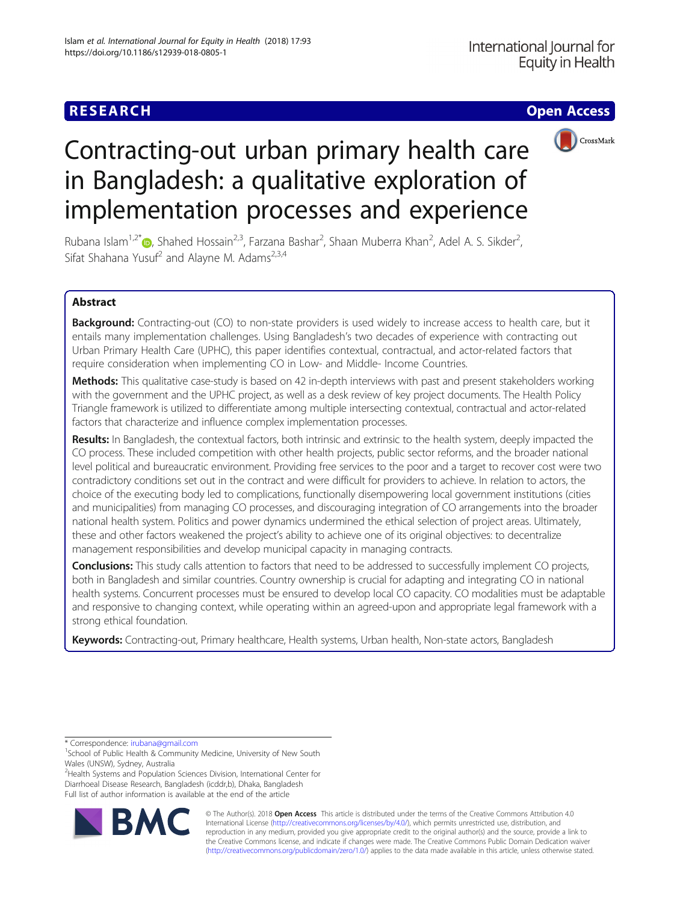RESEARCH

Open Access

# Contracting-out urban primary health care in Bangladesh: a qualitative exploration of implementation processes and experience

Rubana Islam[1,2*], Shahed Hossain[2,3], Farzana Bashar[2], Shaan Muberra Khan[2], Adel A. S. Sikder[2], Sifat Shahana Yusuf[2] and Alayne M. Adams[2,3,4]

## Abstract

**Background:** Contracting-out (CO) to non-state providers is used widely to increase access to health care, but it entails many implementation challenges. Using Bangladesh's two decades of experience with contracting out Urban Primary Health Care (UPHC), this paper identifies contextual, contractual, and actor-related factors that require consideration when implementing CO in Low- and Middle- Income Countries.

**Methods:** This qualitative case-study is based on 42 in-depth interviews with past and present stakeholders working with the government and the UPHC project, as well as a desk review of key project documents. The Health Policy Triangle framework is utilized to differentiate among multiple intersecting contextual, contractual and actor-related factors that characterize and influence complex implementation processes.

**Results:** In Bangladesh, the contextual factors, both intrinsic and extrinsic to the health system, deeply impacted the CO process. These included competition with other health projects, public sector reforms, and the broader national level political and bureaucratic environment. Providing free services to the poor and a target to recover cost were two contradictory conditions set out in the contract and were difficult for providers to achieve. In relation to actors, the choice of the executing body led to complications, functionally disempowering local government institutions (cities and municipalities) from managing CO processes, and discouraging integration of CO arrangements into the broader national health system. Politics and power dynamics undermined the ethical selection of project areas. Ultimately, these and other factors weakened the project's ability to achieve one of its original objectives: to decentralize management responsibilities and develop municipal capacity in managing contracts.

**Conclusions:** This study calls attention to factors that need to be addressed to successfully implement CO projects, both in Bangladesh and similar countries. Country ownership is crucial for adapting and integrating CO in national health systems. Concurrent processes must be ensured to develop local CO capacity. CO modalities must be adaptable and responsive to changing context, while operating within an agreed-upon and appropriate legal framework with a strong ethical foundation.

**Keywords:** Contracting-out, Primary healthcare, Health systems, Urban health, Non-state actors, Bangladesh

\* Correspondence: irubana@gmail.com

[1]School of Public Health & Community Medicine, University of New South Wales (UNSW), Sydney, Australia

[2]Health Systems and Population Sciences Division, International Center for Diarrhoeal Disease Research, Bangladesh (icddr,b), Dhaka, Bangladesh

Full list of author information is available at the end of the article

© The Author(s). 2018 **Open Access** This article is distributed under the terms of the Creative Commons Attribution 4.0 International License (http://creativecommons.org/licenses/by/4.0/), which permits unrestricted use, distribution, and reproduction in any medium, provided you give appropriate credit to the original author(s) and the source, provide a link to the Creative Commons license, and indicate if changes were made. The Creative Commons Public Domain Dedication waiver (http://creativecommons.org/publicdomain/zero/1.0/) applies to the data made available in this article, unless otherwise stated.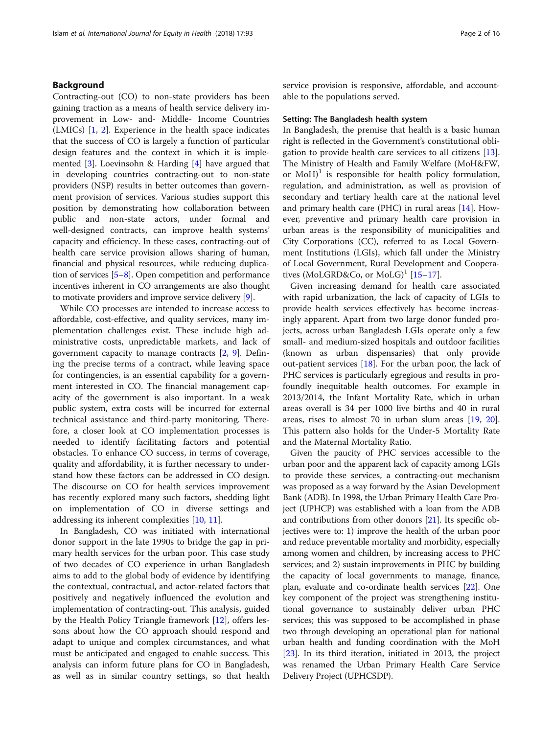## Background

Contracting-out (CO) to non-state providers has been gaining traction as a means of health service delivery improvement in Low- and- Middle- Income Countries (LMICs) [1, 2]. Experience in the health space indicates that the success of CO is largely a function of particular design features and the context in which it is implemented [3]. Loevinsohn & Harding [4] have argued that in developing countries contracting-out to non-state providers (NSP) results in better outcomes than government provision of services. Various studies support this position by demonstrating how collaboration between public and non-state actors, under formal and well-designed contracts, can improve health systems' capacity and efficiency. In these cases, contracting-out of health care service provision allows sharing of human, financial and physical resources, while reducing duplication of services [5–8]. Open competition and performance incentives inherent in CO arrangements are also thought to motivate providers and improve service delivery [9].

While CO processes are intended to increase access to affordable, cost-effective, and quality services, many implementation challenges exist. These include high administrative costs, unpredictable markets, and lack of government capacity to manage contracts [2, 9]. Defining the precise terms of a contract, while leaving space for contingencies, is an essential capability for a government interested in CO. The financial management capacity of the government is also important. In a weak public system, extra costs will be incurred for external technical assistance and third-party monitoring. Therefore, a closer look at CO implementation processes is needed to identify facilitating factors and potential obstacles. To enhance CO success, in terms of coverage, quality and affordability, it is further necessary to understand how these factors can be addressed in CO design. The discourse on CO for health services improvement has recently explored many such factors, shedding light on implementation of CO in diverse settings and addressing its inherent complexities [10, 11].

In Bangladesh, CO was initiated with international donor support in the late 1990s to bridge the gap in primary health services for the urban poor. This case study of two decades of CO experience in urban Bangladesh aims to add to the global body of evidence by identifying the contextual, contractual, and actor-related factors that positively and negatively influenced the evolution and implementation of contracting-out. This analysis, guided by the Health Policy Triangle framework [12], offers lessons about how the CO approach should respond and adapt to unique and complex circumstances, and what must be anticipated and engaged to enable success. This analysis can inform future plans for CO in Bangladesh, as well as in similar country settings, so that health service provision is responsive, affordable, and accountable to the populations served.

### Setting: The Bangladesh health system

In Bangladesh, the premise that health is a basic human right is reflected in the Government's constitutional obligation to provide health care services to all citizens [13]. The Ministry of Health and Family Welfare (MoH&FW, or MoH)[1] is responsible for health policy formulation, regulation, and administration, as well as provision of secondary and tertiary health care at the national level and primary health care (PHC) in rural areas [14]. However, preventive and primary health care provision in urban areas is the responsibility of municipalities and City Corporations (CC), referred to as Local Government Institutions (LGIs), which fall under the Ministry of Local Government, Rural Development and Cooperatives (MoLGRD&Co, or MoLG)[1] [15–17].

Given increasing demand for health care associated with rapid urbanization, the lack of capacity of LGIs to provide health services effectively has become increasingly apparent. Apart from two large donor funded projects, across urban Bangladesh LGIs operate only a few small- and medium-sized hospitals and outdoor facilities (known as urban dispensaries) that only provide out-patient services [18]. For the urban poor, the lack of PHC services is particularly egregious and results in profoundly inequitable health outcomes. For example in 2013/2014, the Infant Mortality Rate, which in urban areas overall is 34 per 1000 live births and 40 in rural areas, rises to almost 70 in urban slum areas [19, 20]. This pattern also holds for the Under-5 Mortality Rate and the Maternal Mortality Ratio.

Given the paucity of PHC services accessible to the urban poor and the apparent lack of capacity among LGIs to provide these services, a contracting-out mechanism was proposed as a way forward by the Asian Development Bank (ADB). In 1998, the Urban Primary Health Care Project (UPHCP) was established with a loan from the ADB and contributions from other donors [21]. Its specific objectives were to: 1) improve the health of the urban poor and reduce preventable mortality and morbidity, especially among women and children, by increasing access to PHC services; and 2) sustain improvements in PHC by building the capacity of local governments to manage, finance, plan, evaluate and co-ordinate health services [22]. One key component of the project was strengthening institutional governance to sustainably deliver urban PHC services; this was supposed to be accomplished in phase two through developing an operational plan for national urban health and funding coordination with the MoH [23]. In its third iteration, initiated in 2013, the project was renamed the Urban Primary Health Care Service Delivery Project (UPHCSDP).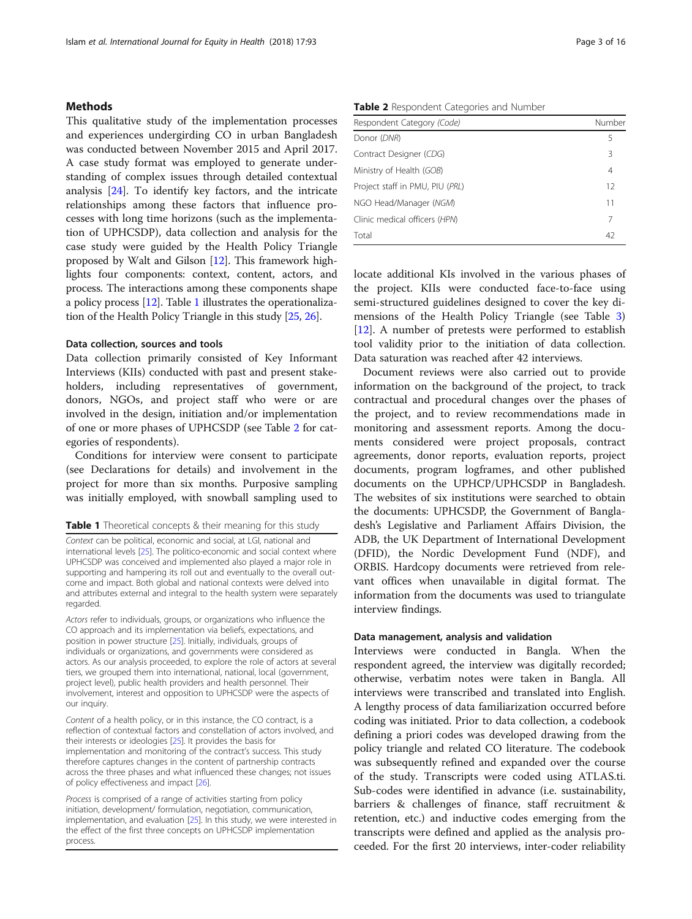## Methods

This qualitative study of the implementation processes and experiences undergirding CO in urban Bangladesh was conducted between November 2015 and April 2017. A case study format was employed to generate understanding of complex issues through detailed contextual analysis [24]. To identify key factors, and the intricate relationships among these factors that influence processes with long time horizons (such as the implementation of UPHCSDP), data collection and analysis for the case study were guided by the Health Policy Triangle proposed by Walt and Gilson [12]. This framework highlights four components: context, content, actors, and process. The interactions among these components shape a policy process [12]. Table 1 illustrates the operationalization of the Health Policy Triangle in this study [25, 26].

### Data collection, sources and tools

Data collection primarily consisted of Key Informant Interviews (KIIs) conducted with past and present stakeholders, including representatives of government, donors, NGOs, and project staff who were or are involved in the design, initiation and/or implementation of one or more phases of UPHCSDP (see Table 2 for categories of respondents).

Conditions for interview were consent to participate (see Declarations for details) and involvement in the project for more than six months. Purposive sampling was initially employed, with snowball sampling used to locate additional KIs involved in the various phases of the project. KIIs were conducted face-to-face using semi-structured guidelines designed to cover the key dimensions of the Health Policy Triangle (see Table 3) [12]. A number of pretests were performed to establish tool validity prior to the initiation of data collection. Data saturation was reached after 42 interviews.

**Table 1** Theoretical concepts & their meaning for this study

| |
|---|
| *Context* can be political, economic and social, at LGI, national and international levels [25]. The politico-economic and social context where UPHCSDP was conceived and implemented also played a major role in supporting and hampering its roll out and eventually to the overall outcome and impact. Both global and national contexts were delved into and attributes external and integral to the health system were separately regarded. |
| *Actors* refer to individuals, groups, or organizations who influence the CO approach and its implementation via beliefs, expectations, and position in power structure [25]. Initially, individuals, groups of individuals or organizations, and governments were considered as actors. As our analysis proceeded, to explore the role of actors at several tiers, we grouped them into international, national, local (government, project level), public health providers and health personnel. Their involvement, interest and opposition to UPHCSDP were the aspects of our inquiry. |
| *Content* of a health policy, or in this instance, the CO contract, is a reflection of contextual factors and constellation of actors involved, and their interests or ideologies [25]. It provides the basis for implementation and monitoring of the contract's success. This study therefore captures changes in the content of partnership contracts across the three phases and what influenced these changes; not issues of policy effectiveness and impact [26]. |
| *Process* is comprised of a range of activities starting from policy initiation, development/ formulation, negotiation, communication, implementation, and evaluation [25]. In this study, we were interested in the effect of the first three concepts on UPHCSDP implementation process. |

**Table 2** Respondent Categories and Number

| Respondent Category (*Code*) | Number |
|---|---|
| Donor (*DNR*) | 5 |
| Contract Designer (*CDG*) | 3 |
| Ministry of Health (*GOB*) | 4 |
| Project staff in PMU, PIU (*PRL*) | 12 |
| NGO Head/Manager (*NGM*) | 11 |
| Clinic medical officers (*HPN*) | 7 |
| Total | 42 |

Document reviews were also carried out to provide information on the background of the project, to track contractual and procedural changes over the phases of the project, and to review recommendations made in monitoring and assessment reports. Among the documents considered were project proposals, contract agreements, donor reports, evaluation reports, project documents, program logframes, and other published documents on the UPHCP/UPHCSDP in Bangladesh. The websites of six institutions were searched to obtain the documents: UPHCSDP, the Government of Bangladesh's Legislative and Parliament Affairs Division, the ADB, the UK Department of International Development (DFID), the Nordic Development Fund (NDF), and ORBIS. Hardcopy documents were retrieved from relevant offices when unavailable in digital format. The information from the documents was used to triangulate interview findings.

### Data management, analysis and validation

Interviews were conducted in Bangla. When the respondent agreed, the interview was digitally recorded; otherwise, verbatim notes were taken in Bangla. All interviews were transcribed and translated into English. A lengthy process of data familiarization occurred before coding was initiated. Prior to data collection, a codebook defining a priori codes was developed drawing from the policy triangle and related CO literature. The codebook was subsequently refined and expanded over the course of the study. Transcripts were coded using ATLAS.ti. Sub-codes were identified in advance (i.e. sustainability, barriers & challenges of finance, staff recruitment & retention, etc.) and inductive codes emerging from the transcripts were defined and applied as the analysis proceeded. For the first 20 interviews, inter-coder reliability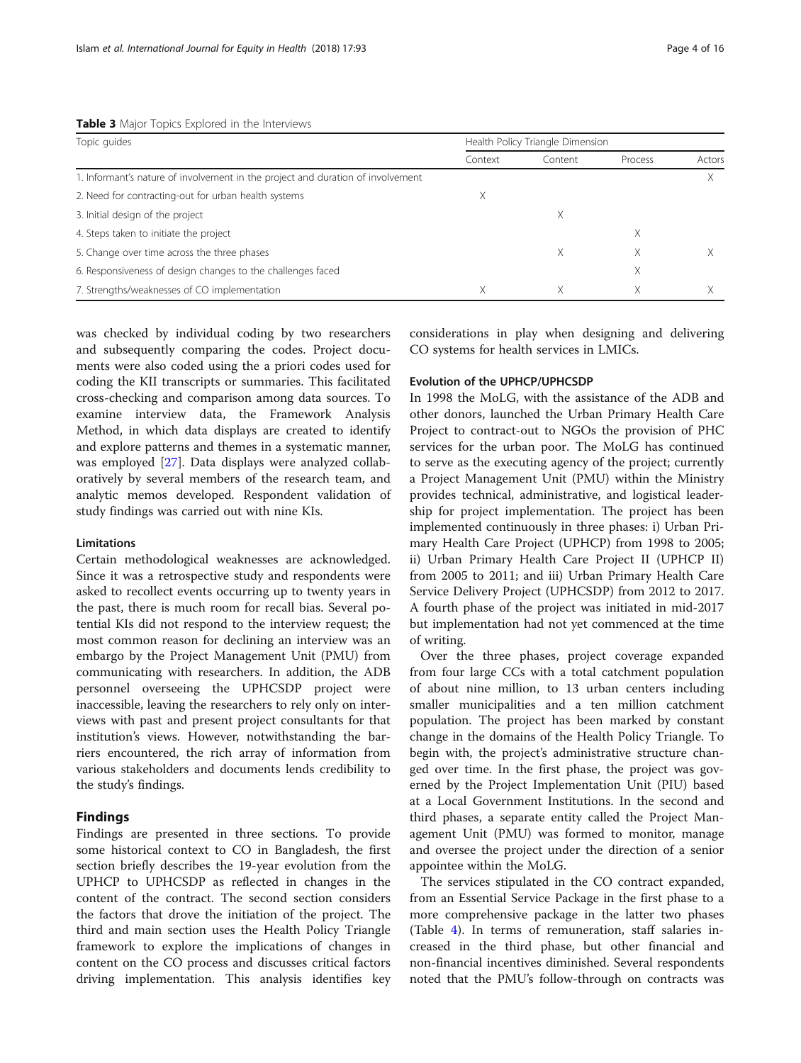**Table 3** Major Topics Explored in the Interviews

| Topic guides | Health Policy Triangle Dimension | | | |
|---|---|---|---|---|
| | Context | Content | Process | Actors |
| 1. Informant's nature of involvement in the project and duration of involvement | | | | X |
| 2. Need for contracting-out for urban health systems | X | | | |
| 3. Initial design of the project | | X | | |
| 4. Steps taken to initiate the project | | | X | |
| 5. Change over time across the three phases | | X | X | X |
| 6. Responsiveness of design changes to the challenges faced | | | X | |
| 7. Strengths/weaknesses of CO implementation | X | X | X | X |

was checked by individual coding by two researchers and subsequently comparing the codes. Project documents were also coded using the a priori codes used for coding the KII transcripts or summaries. This facilitated cross-checking and comparison among data sources. To examine interview data, the Framework Analysis Method, in which data displays are created to identify and explore patterns and themes in a systematic manner, was employed [27]. Data displays were analyzed collaboratively by several members of the research team, and analytic memos developed. Respondent validation of study findings was carried out with nine KIs.

### Limitations

Certain methodological weaknesses are acknowledged. Since it was a retrospective study and respondents were asked to recollect events occurring up to twenty years in the past, there is much room for recall bias. Several potential KIs did not respond to the interview request; the most common reason for declining an interview was an embargo by the Project Management Unit (PMU) from communicating with researchers. In addition, the ADB personnel overseeing the UPHCSDP project were inaccessible, leaving the researchers to rely only on interviews with past and present project consultants for that institution's views. However, notwithstanding the barriers encountered, the rich array of information from various stakeholders and documents lends credibility to the study's findings.

## Findings

Findings are presented in three sections. To provide some historical context to CO in Bangladesh, the first section briefly describes the 19-year evolution from the UPHCP to UPHCSDP as reflected in changes in the content of the contract. The second section considers the factors that drove the initiation of the project. The third and main section uses the Health Policy Triangle framework to explore the implications of changes in content on the CO process and discusses critical factors driving implementation. This analysis identifies key considerations in play when designing and delivering CO systems for health services in LMICs.

### Evolution of the UPHCP/UPHCSDP

In 1998 the MoLG, with the assistance of the ADB and other donors, launched the Urban Primary Health Care Project to contract-out to NGOs the provision of PHC services for the urban poor. The MoLG has continued to serve as the executing agency of the project; currently a Project Management Unit (PMU) within the Ministry provides technical, administrative, and logistical leadership for project implementation. The project has been implemented continuously in three phases: i) Urban Primary Health Care Project (UPHCP) from 1998 to 2005; ii) Urban Primary Health Care Project II (UPHCP II) from 2005 to 2011; and iii) Urban Primary Health Care Service Delivery Project (UPHCSDP) from 2012 to 2017. A fourth phase of the project was initiated in mid-2017 but implementation had not yet commenced at the time of writing.

Over the three phases, project coverage expanded from four large CCs with a total catchment population of about nine million, to 13 urban centers including smaller municipalities and a ten million catchment population. The project has been marked by constant change in the domains of the Health Policy Triangle. To begin with, the project's administrative structure changed over time. In the first phase, the project was governed by the Project Implementation Unit (PIU) based at a Local Government Institutions. In the second and third phases, a separate entity called the Project Management Unit (PMU) was formed to monitor, manage and oversee the project under the direction of a senior appointee within the MoLG.

The services stipulated in the CO contract expanded, from an Essential Service Package in the first phase to a more comprehensive package in the latter two phases (Table 4). In terms of remuneration, staff salaries increased in the third phase, but other financial and non-financial incentives diminished. Several respondents noted that the PMU's follow-through on contracts was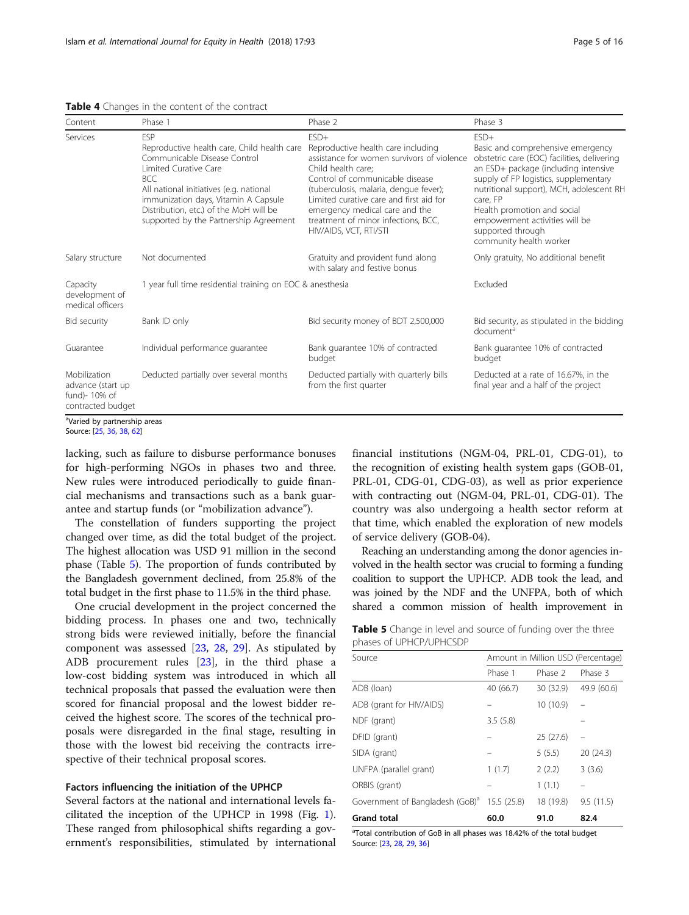**Table 4** Changes in the content of the contract

| Content | Phase 1 | Phase 2 | Phase 3 |
|---|---|---|---|
| Services | ESP<br>Reproductive health care, Child health care<br>Communicable Disease Control<br>Limited Curative Care<br>BCC<br>All national initiatives (e.g. national immunization days, Vitamin A Capsule Distribution, etc.) of the MoH will be supported by the Partnership Agreement | ESD+<br>Reproductive health care including assistance for women survivors of violence<br>Child health care;<br>Control of communicable disease (tuberculosis, malaria, dengue fever);<br>Limited curative care and first aid for emergency medical care and the treatment of minor infections, BCC, HIV/AIDS, VCT, RTI/STI | ESD+<br>Basic and comprehensive emergency obstetric care (EOC) facilities, delivering an ESD+ package (including intensive supply of FP logistics, supplementary nutritional support), MCH, adolescent RH care, FP<br>Health promotion and social empowerment activities will be supported through community health worker |
| Salary structure | Not documented | Gratuity and provident fund along with salary and festive bonus | Only gratuity, No additional benefit |
| Capacity development of medical officers | 1 year full time residential training on EOC & anesthesia | | Excluded |
| Bid security | Bank ID only | Bid security money of BDT 2,500,000 | Bid security, as stipulated in the bidding document[a] |
| Guarantee | Individual performance guarantee | Bank guarantee 10% of contracted budget | Bank guarantee 10% of contracted budget |
| Mobilization advance (start up fund)- 10% of contracted budget | Deducted partially over several months | Deducted partially with quarterly bills from the first quarter | Deducted at a rate of 16.67%, in the final year and a half of the project |

[a]Varied by partnership areas
Source: [25, 36, 38, 62]

lacking, such as failure to disburse performance bonuses for high-performing NGOs in phases two and three. New rules were introduced periodically to guide financial mechanisms and transactions such as a bank guarantee and startup funds (or "mobilization advance").

The constellation of funders supporting the project changed over time, as did the total budget of the project. The highest allocation was USD 91 million in the second phase (Table 5). The proportion of funds contributed by the Bangladesh government declined, from 25.8% of the total budget in the first phase to 11.5% in the third phase.

One crucial development in the project concerned the bidding process. In phases one and two, technically strong bids were reviewed initially, before the financial component was assessed [23, 28, 29]. As stipulated by ADB procurement rules [23], in the third phase a low-cost bidding system was introduced in which all technical proposals that passed the evaluation were then scored for financial proposal and the lowest bidder received the highest score. The scores of the technical proposals were disregarded in the final stage, resulting in those with the lowest bid receiving the contracts irrespective of their technical proposal scores.

### Factors influencing the initiation of the UPHCP

Several factors at the national and international levels facilitated the inception of the UPHCP in 1998 (Fig. 1). These ranged from philosophical shifts regarding a government's responsibilities, stimulated by international financial institutions (NGM-04, PRL-01, CDG-01), to the recognition of existing health system gaps (GOB-01, PRL-01, CDG-01, CDG-03), as well as prior experience with contracting out (NGM-04, PRL-01, CDG-01). The country was also undergoing a health sector reform at that time, which enabled the exploration of new models of service delivery (GOB-04).

Reaching an understanding among the donor agencies involved in the health sector was crucial to forming a funding coalition to support the UPHCP. ADB took the lead, and was joined by the NDF and the UNFPA, both of which shared a common mission of health improvement in

**Table 5** Change in level and source of funding over the three phases of UPHCP/UPHCSDP

| Source | Amount in Million USD (Percentage) | | |
|---|---|---|---|
| | Phase 1 | Phase 2 | Phase 3 |
| ADB (loan) | 40 (66.7) | 30 (32.9) | 49.9 (60.6) |
| ADB (grant for HIV/AIDS) | – | 10 (10.9) | – |
| NDF (grant) | 3.5 (5.8) | | – |
| DFID (grant) | – | 25 (27.6) | – |
| SIDA (grant) | – | 5 (5.5) | 20 (24.3) |
| UNFPA (parallel grant) | 1 (1.7) | 2 (2.2) | 3 (3.6) |
| ORBIS (grant) | – | 1 (1.1) | – |
| Government of Bangladesh (GoB)[a] | 15.5 (25.8) | 18 (19.8) | 9.5 (11.5) |
| **Grand total** | **60.0** | **91.0** | **82.4** |

[a]Total contribution of GoB in all phases was 18.42% of the total budget
Source: [23, 28, 29, 36]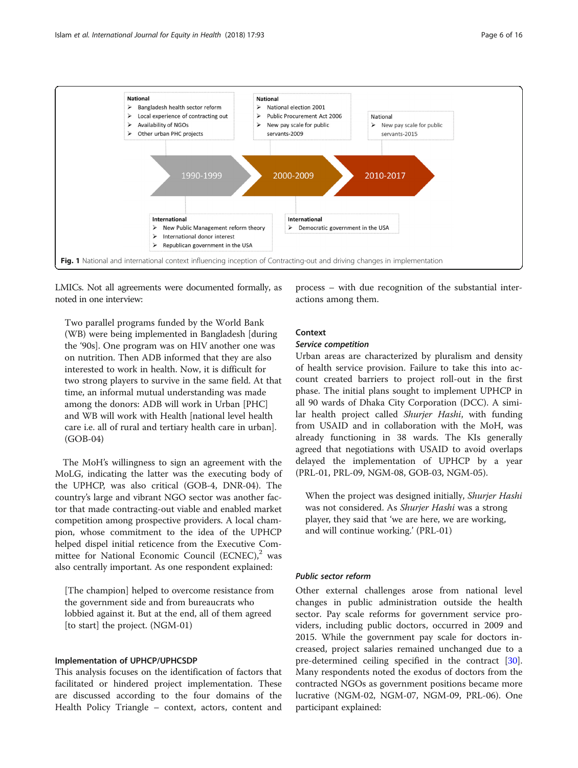National

- Bangladesh health sector reform
- Local experience of contracting out
- Availability of NGOs
- Other urban PHC projects

National

- National election 2001
- Public Procurement Act 2006
- New pay scale for public servants-2009

National

- New pay scale for public servants-2015

1990-1999 → 2000-2009 → 2010-2017

International

- New Public Management reform theory
- International donor interest
- Republican government in the USA

International

- Democratic government in the USA

**Fig. 1** National and international context influencing inception of Contracting-out and driving changes in implementation

LMICs. Not all agreements were documented formally, as noted in one interview:

> Two parallel programs funded by the World Bank (WB) were being implemented in Bangladesh [during the '90s]. One program was on HIV another one was on nutrition. Then ADB informed that they are also interested to work in health. Now, it is difficult for two strong players to survive in the same field. At that time, an informal mutual understanding was made among the donors: ADB will work in Urban [PHC] and WB will work with Health [national level health care i.e. all of rural and tertiary health care in urban]. (GOB-04)

The MoH's willingness to sign an agreement with the MoLG, indicating the latter was the executing body of the UPHCP, was also critical (GOB-4, DNR-04). The country's large and vibrant NGO sector was another factor that made contracting-out viable and enabled market competition among prospective providers. A local champion, whose commitment to the idea of the UPHCP helped dispel initial reticence from the Executive Committee for National Economic Council (ECNEC),[2] was also centrally important. As one respondent explained:

> [The champion] helped to overcome resistance from the government side and from bureaucrats who lobbied against it. But at the end, all of them agreed [to start] the project. (NGM-01)

### Implementation of UPHCP/UPHCSDP

This analysis focuses on the identification of factors that facilitated or hindered project implementation. These are discussed according to the four domains of the Health Policy Triangle – context, actors, content and process – with due recognition of the substantial interactions among them.

### Context

#### *Service competition*

Urban areas are characterized by pluralism and density of health service provision. Failure to take this into account created barriers to project roll-out in the first phase. The initial plans sought to implement UPHCP in all 90 wards of Dhaka City Corporation (DCC). A similar health project called *Shurjer Hashi*, with funding from USAID and in collaboration with the MoH, was already functioning in 38 wards. The KIs generally agreed that negotiations with USAID to avoid overlaps delayed the implementation of UPHCP by a year (PRL-01, PRL-09, NGM-08, GOB-03, NGM-05).

> When the project was designed initially, *Shurjer Hashi* was not considered. As *Shurjer Hashi* was a strong player, they said that 'we are here, we are working, and will continue working.' (PRL-01)

#### *Public sector reform*

Other external challenges arose from national level changes in public administration outside the health sector. Pay scale reforms for government service providers, including public doctors, occurred in 2009 and 2015. While the government pay scale for doctors increased, project salaries remained unchanged due to a pre-determined ceiling specified in the contract [30]. Many respondents noted the exodus of doctors from the contracted NGOs as government positions became more lucrative (NGM-02, NGM-07, NGM-09, PRL-06). One participant explained: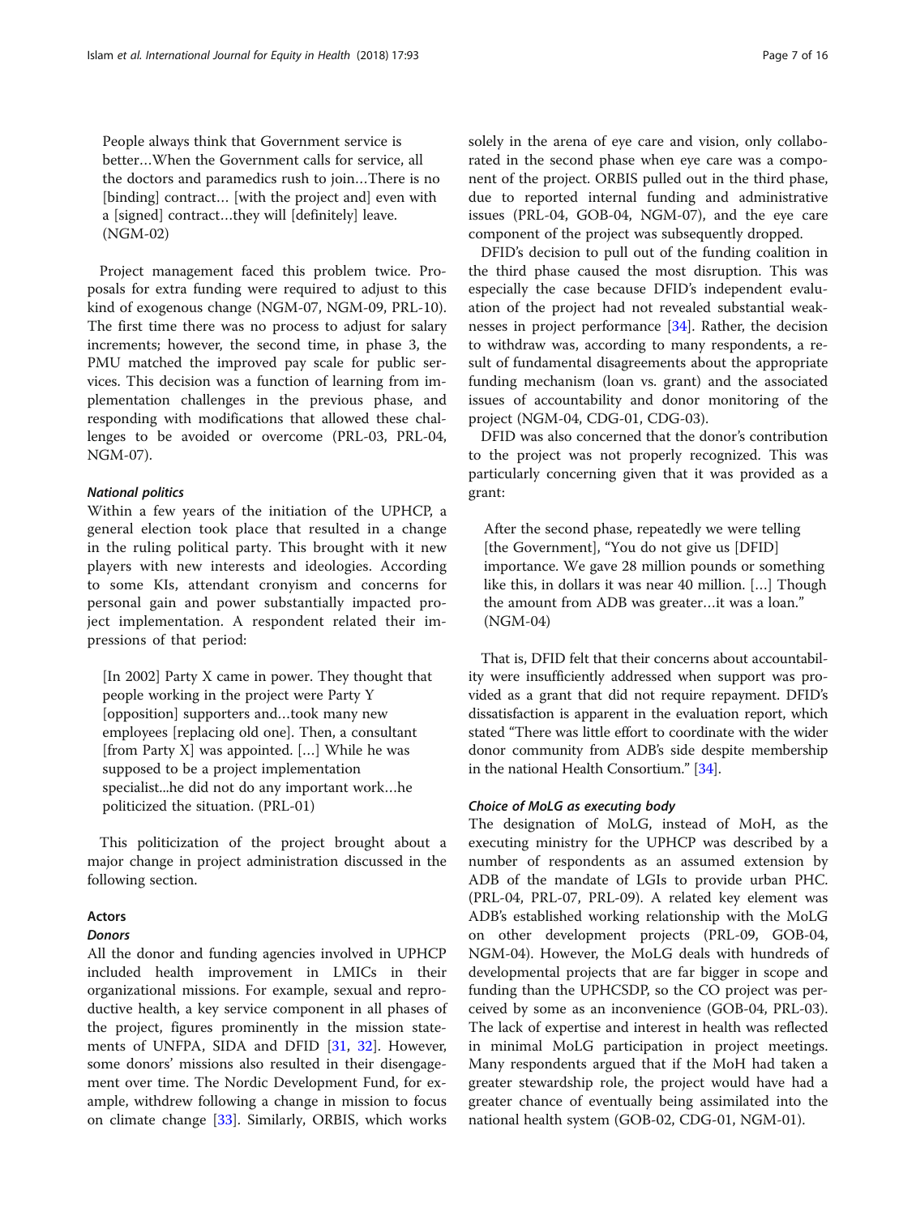> People always think that Government service is better…When the Government calls for service, all the doctors and paramedics rush to join…There is no [binding] contract… [with the project and] even with a [signed] contract…they will [definitely] leave. (NGM-02)

Project management faced this problem twice. Proposals for extra funding were required to adjust to this kind of exogenous change (NGM-07, NGM-09, PRL-10). The first time there was no process to adjust for salary increments; however, the second time, in phase 3, the PMU matched the improved pay scale for public services. This decision was a function of learning from implementation challenges in the previous phase, and responding with modifications that allowed these challenges to be avoided or overcome (PRL-03, PRL-04, NGM-07).

#### *National politics*

Within a few years of the initiation of the UPHCP, a general election took place that resulted in a change in the ruling political party. This brought with it new players with new interests and ideologies. According to some KIs, attendant cronyism and concerns for personal gain and power substantially impacted project implementation. A respondent related their impressions of that period:

> [In 2002] Party X came in power. They thought that people working in the project were Party Y [opposition] supporters and…took many new employees [replacing old one]. Then, a consultant [from Party X] was appointed. […] While he was supposed to be a project implementation specialist...he did not do any important work…he politicized the situation. (PRL-01)

This politicization of the project brought about a major change in project administration discussed in the following section.

### Actors

#### *Donors*

All the donor and funding agencies involved in UPHCP included health improvement in LMICs in their organizational missions. For example, sexual and reproductive health, a key service component in all phases of the project, figures prominently in the mission statements of UNFPA, SIDA and DFID [31, 32]. However, some donors' missions also resulted in their disengagement over time. The Nordic Development Fund, for example, withdrew following a change in mission to focus on climate change [33]. Similarly, ORBIS, which works solely in the arena of eye care and vision, only collaborated in the second phase when eye care was a component of the project. ORBIS pulled out in the third phase, due to reported internal funding and administrative issues (PRL-04, GOB-04, NGM-07), and the eye care component of the project was subsequently dropped.

DFID's decision to pull out of the funding coalition in the third phase caused the most disruption. This was especially the case because DFID's independent evaluation of the project had not revealed substantial weaknesses in project performance [34]. Rather, the decision to withdraw was, according to many respondents, a result of fundamental disagreements about the appropriate funding mechanism (loan vs. grant) and the associated issues of accountability and donor monitoring of the project (NGM-04, CDG-01, CDG-03).

DFID was also concerned that the donor's contribution to the project was not properly recognized. This was particularly concerning given that it was provided as a grant:

> After the second phase, repeatedly we were telling [the Government], "You do not give us [DFID] importance. We gave 28 million pounds or something like this, in dollars it was near 40 million. […] Though the amount from ADB was greater…it was a loan." (NGM-04)

That is, DFID felt that their concerns about accountability were insufficiently addressed when support was provided as a grant that did not require repayment. DFID's dissatisfaction is apparent in the evaluation report, which stated "There was little effort to coordinate with the wider donor community from ADB's side despite membership in the national Health Consortium." [34].

#### *Choice of MoLG as executing body*

The designation of MoLG, instead of MoH, as the executing ministry for the UPHCP was described by a number of respondents as an assumed extension by ADB of the mandate of LGIs to provide urban PHC. (PRL-04, PRL-07, PRL-09). A related key element was ADB's established working relationship with the MoLG on other development projects (PRL-09, GOB-04, NGM-04). However, the MoLG deals with hundreds of developmental projects that are far bigger in scope and funding than the UPHCSDP, so the CO project was perceived by some as an inconvenience (GOB-04, PRL-03). The lack of expertise and interest in health was reflected in minimal MoLG participation in project meetings. Many respondents argued that if the MoH had taken a greater stewardship role, the project would have had a greater chance of eventually being assimilated into the national health system (GOB-02, CDG-01, NGM-01).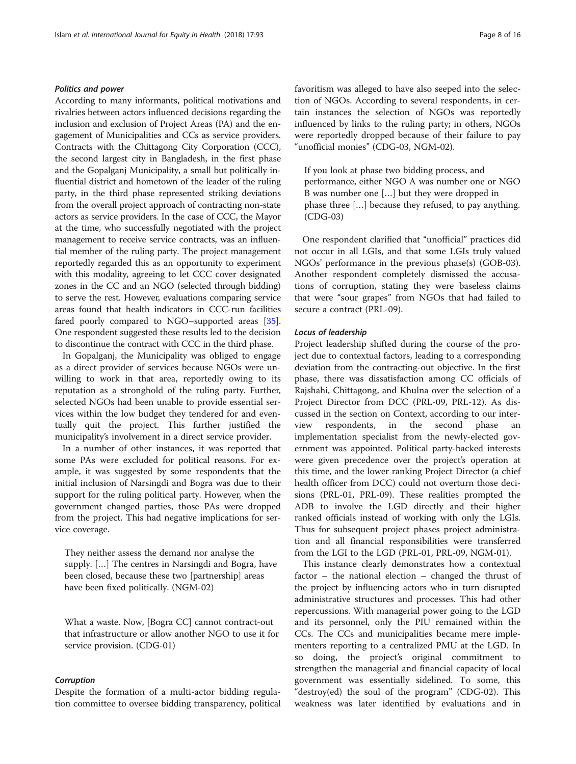### *Politics and power*

According to many informants, political motivations and rivalries between actors influenced decisions regarding the inclusion and exclusion of Project Areas (PA) and the engagement of Municipalities and CCs as service providers. Contracts with the Chittagong City Corporation (CCC), the second largest city in Bangladesh, in the first phase and the Gopalganj Municipality, a small but politically influential district and hometown of the leader of the ruling party, in the third phase represented striking deviations from the overall project approach of contracting non-state actors as service providers. In the case of CCC, the Mayor at the time, who successfully negotiated with the project management to receive service contracts, was an influential member of the ruling party. The project management reportedly regarded this as an opportunity to experiment with this modality, agreeing to let CCC cover designated zones in the CC and an NGO (selected through bidding) to serve the rest. However, evaluations comparing service areas found that health indicators in CCC-run facilities fared poorly compared to NGO–supported areas [35]. One respondent suggested these results led to the decision to discontinue the contract with CCC in the third phase.

In Gopalganj, the Municipality was obliged to engage as a direct provider of services because NGOs were unwilling to work in that area, reportedly owing to its reputation as a stronghold of the ruling party. Further, selected NGOs had been unable to provide essential services within the low budget they tendered for and eventually quit the project. This further justified the municipality's involvement in a direct service provider.

In a number of other instances, it was reported that some PAs were excluded for political reasons. For example, it was suggested by some respondents that the initial inclusion of Narsingdi and Bogra was due to their support for the ruling political party. However, when the government changed parties, those PAs were dropped from the project. This had negative implications for service coverage.

> They neither assess the demand nor analyse the supply. […] The centres in Narsingdi and Bogra, have been closed, because these two [partnership] areas have been fixed politically. (NGM-02)

> What a waste. Now, [Bogra CC] cannot contract-out that infrastructure or allow another NGO to use it for service provision. (CDG-01)

### *Corruption*

Despite the formation of a multi-actor bidding regulation committee to oversee bidding transparency, political favoritism was alleged to have also seeped into the selection of NGOs. According to several respondents, in certain instances the selection of NGOs was reportedly influenced by links to the ruling party; in others, NGOs were reportedly dropped because of their failure to pay "unofficial monies" (CDG-03, NGM-02).

> If you look at phase two bidding process, and performance, either NGO A was number one or NGO B was number one […] but they were dropped in phase three […] because they refused, to pay anything. (CDG-03)

One respondent clarified that "unofficial" practices did not occur in all LGIs, and that some LGIs truly valued NGOs' performance in the previous phase(s) (GOB-03). Another respondent completely dismissed the accusations of corruption, stating they were baseless claims that were "sour grapes" from NGOs that had failed to secure a contract (PRL-09).

### *Locus of leadership*

Project leadership shifted during the course of the project due to contextual factors, leading to a corresponding deviation from the contracting-out objective. In the first phase, there was dissatisfaction among CC officials of Rajshahi, Chittagong, and Khulna over the selection of a Project Director from DCC (PRL-09, PRL-12). As discussed in the section on Context, according to our interview respondents, in the second phase an implementation specialist from the newly-elected government was appointed. Political party-backed interests were given precedence over the project's operation at this time, and the lower ranking Project Director (a chief health officer from DCC) could not overturn those decisions (PRL-01, PRL-09). These realities prompted the ADB to involve the LGD directly and their higher ranked officials instead of working with only the LGIs. Thus for subsequent project phases project administration and all financial responsibilities were transferred from the LGI to the LGD (PRL-01, PRL-09, NGM-01).

This instance clearly demonstrates how a contextual factor – the national election – changed the thrust of the project by influencing actors who in turn disrupted administrative structures and processes. This had other repercussions. With managerial power going to the LGD and its personnel, only the PIU remained within the CCs. The CCs and municipalities became mere implementers reporting to a centralized PMU at the LGD. In so doing, the project's original commitment to strengthen the managerial and financial capacity of local government was essentially sidelined. To some, this "destroy(ed) the soul of the program" (CDG-02). This weakness was later identified by evaluations and in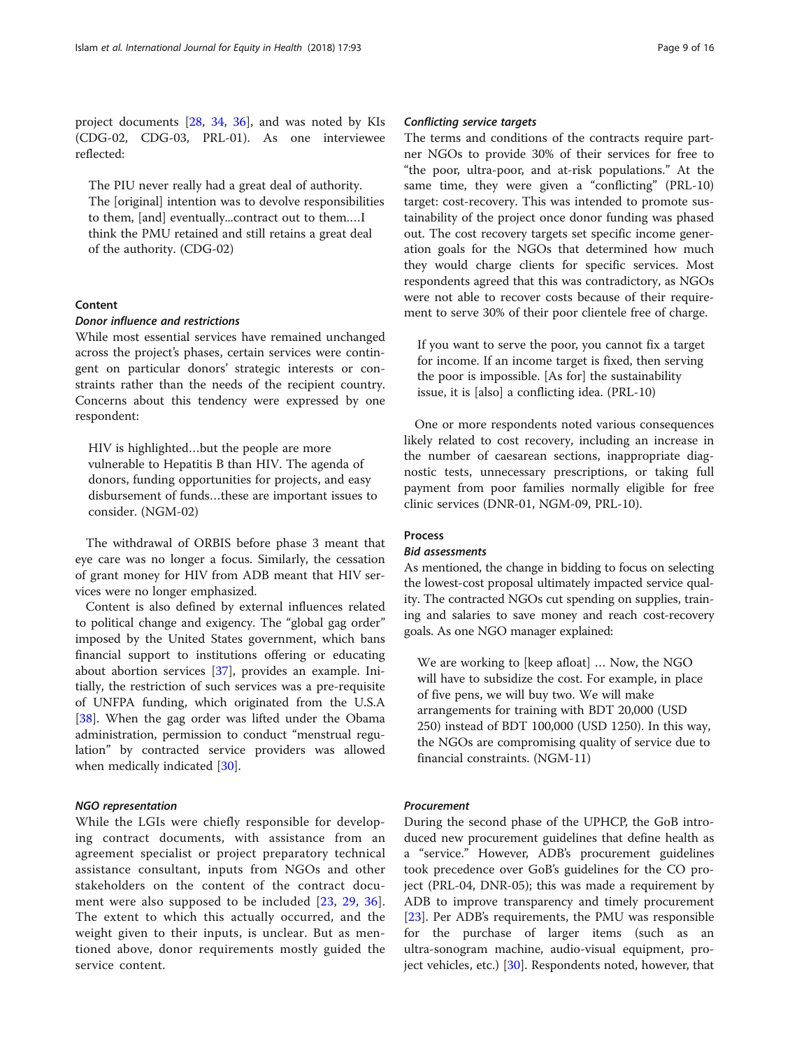project documents [28, 34, 36], and was noted by KIs (CDG-02, CDG-03, PRL-01). As one interviewee reflected:

> The PIU never really had a great deal of authority. The [original] intention was to devolve responsibilities to them, [and] eventually...contract out to them.…I think the PMU retained and still retains a great deal of the authority. (CDG-02)

### Content

#### *Donor influence and restrictions*

While most essential services have remained unchanged across the project's phases, certain services were contingent on particular donors' strategic interests or constraints rather than the needs of the recipient country. Concerns about this tendency were expressed by one respondent:

> HIV is highlighted…but the people are more vulnerable to Hepatitis B than HIV. The agenda of donors, funding opportunities for projects, and easy disbursement of funds…these are important issues to consider. (NGM-02)

The withdrawal of ORBIS before phase 3 meant that eye care was no longer a focus. Similarly, the cessation of grant money for HIV from ADB meant that HIV services were no longer emphasized.

Content is also defined by external influences related to political change and exigency. The "global gag order" imposed by the United States government, which bans financial support to institutions offering or educating about abortion services [37], provides an example. Initially, the restriction of such services was a pre-requisite of UNFPA funding, which originated from the U.S.A [38]. When the gag order was lifted under the Obama administration, permission to conduct "menstrual regulation" by contracted service providers was allowed when medically indicated [30].

#### *NGO representation*

While the LGIs were chiefly responsible for developing contract documents, with assistance from an agreement specialist or project preparatory technical assistance consultant, inputs from NGOs and other stakeholders on the content of the contract document were also supposed to be included [23, 29, 36]. The extent to which this actually occurred, and the weight given to their inputs, is unclear. But as mentioned above, donor requirements mostly guided the service content.

#### *Conflicting service targets*

The terms and conditions of the contracts require partner NGOs to provide 30% of their services for free to "the poor, ultra-poor, and at-risk populations." At the same time, they were given a "conflicting" (PRL-10) target: cost-recovery. This was intended to promote sustainability of the project once donor funding was phased out. The cost recovery targets set specific income generation goals for the NGOs that determined how much they would charge clients for specific services. Most respondents agreed that this was contradictory, as NGOs were not able to recover costs because of their requirement to serve 30% of their poor clientele free of charge.

> If you want to serve the poor, you cannot fix a target for income. If an income target is fixed, then serving the poor is impossible. [As for] the sustainability issue, it is [also] a conflicting idea. (PRL-10)

One or more respondents noted various consequences likely related to cost recovery, including an increase in the number of caesarean sections, inappropriate diagnostic tests, unnecessary prescriptions, or taking full payment from poor families normally eligible for free clinic services (DNR-01, NGM-09, PRL-10).

### Process

#### *Bid assessments*

As mentioned, the change in bidding to focus on selecting the lowest-cost proposal ultimately impacted service quality. The contracted NGOs cut spending on supplies, training and salaries to save money and reach cost-recovery goals. As one NGO manager explained:

> We are working to [keep afloat] … Now, the NGO will have to subsidize the cost. For example, in place of five pens, we will buy two. We will make arrangements for training with BDT 20,000 (USD 250) instead of BDT 100,000 (USD 1250). In this way, the NGOs are compromising quality of service due to financial constraints. (NGM-11)

#### *Procurement*

During the second phase of the UPHCP, the GoB introduced new procurement guidelines that define health as a "service." However, ADB's procurement guidelines took precedence over GoB's guidelines for the CO project (PRL-04, DNR-05); this was made a requirement by ADB to improve transparency and timely procurement [23]. Per ADB's requirements, the PMU was responsible for the purchase of larger items (such as an ultra-sonogram machine, audio-visual equipment, project vehicles, etc.) [30]. Respondents noted, however, that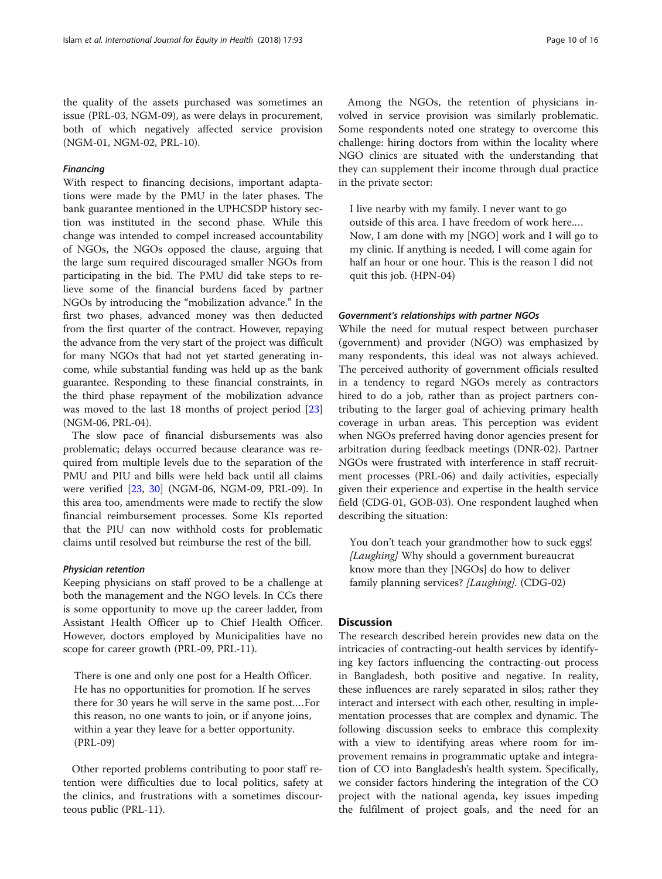the quality of the assets purchased was sometimes an issue (PRL-03, NGM-09), as were delays in procurement, both of which negatively affected service provision (NGM-01, NGM-02, PRL-10).

#### *Financing*

With respect to financing decisions, important adaptations were made by the PMU in the later phases. The bank guarantee mentioned in the UPHCSDP history section was instituted in the second phase. While this change was intended to compel increased accountability of NGOs, the NGOs opposed the clause, arguing that the large sum required discouraged smaller NGOs from participating in the bid. The PMU did take steps to relieve some of the financial burdens faced by partner NGOs by introducing the "mobilization advance." In the first two phases, advanced money was then deducted from the first quarter of the contract. However, repaying the advance from the very start of the project was difficult for many NGOs that had not yet started generating income, while substantial funding was held up as the bank guarantee. Responding to these financial constraints, in the third phase repayment of the mobilization advance was moved to the last 18 months of project period [23] (NGM-06, PRL-04).

The slow pace of financial disbursements was also problematic; delays occurred because clearance was required from multiple levels due to the separation of the PMU and PIU and bills were held back until all claims were verified [23, 30] (NGM-06, NGM-09, PRL-09). In this area too, amendments were made to rectify the slow financial reimbursement processes. Some KIs reported that the PIU can now withhold costs for problematic claims until resolved but reimburse the rest of the bill.

#### *Physician retention*

Keeping physicians on staff proved to be a challenge at both the management and the NGO levels. In CCs there is some opportunity to move up the career ladder, from Assistant Health Officer up to Chief Health Officer. However, doctors employed by Municipalities have no scope for career growth (PRL-09, PRL-11).

> There is one and only one post for a Health Officer. He has no opportunities for promotion. If he serves there for 30 years he will serve in the same post.…For this reason, no one wants to join, or if anyone joins, within a year they leave for a better opportunity. (PRL-09)

Other reported problems contributing to poor staff retention were difficulties due to local politics, safety at the clinics, and frustrations with a sometimes discourteous public (PRL-11).

Among the NGOs, the retention of physicians involved in service provision was similarly problematic. Some respondents noted one strategy to overcome this challenge: hiring doctors from within the locality where NGO clinics are situated with the understanding that they can supplement their income through dual practice in the private sector:

> I live nearby with my family. I never want to go outside of this area. I have freedom of work here.… Now, I am done with my [NGO] work and I will go to my clinic. If anything is needed, I will come again for half an hour or one hour. This is the reason I did not quit this job. (HPN-04)

#### *Government's relationships with partner NGOs*

While the need for mutual respect between purchaser (government) and provider (NGO) was emphasized by many respondents, this ideal was not always achieved. The perceived authority of government officials resulted in a tendency to regard NGOs merely as contractors hired to do a job, rather than as project partners contributing to the larger goal of achieving primary health coverage in urban areas. This perception was evident when NGOs preferred having donor agencies present for arbitration during feedback meetings (DNR-02). Partner NGOs were frustrated with interference in staff recruitment processes (PRL-06) and daily activities, especially given their experience and expertise in the health service field (CDG-01, GOB-03). One respondent laughed when describing the situation:

> You don't teach your grandmother how to suck eggs! *[Laughing]* Why should a government bureaucrat know more than they [NGOs] do how to deliver family planning services? *[Laughing].* (CDG-02)

## Discussion

The research described herein provides new data on the intricacies of contracting-out health services by identifying key factors influencing the contracting-out process in Bangladesh, both positive and negative. In reality, these influences are rarely separated in silos; rather they interact and intersect with each other, resulting in implementation processes that are complex and dynamic. The following discussion seeks to embrace this complexity with a view to identifying areas where room for improvement remains in programmatic uptake and integration of CO into Bangladesh's health system. Specifically, we consider factors hindering the integration of the CO project with the national agenda, key issues impeding the fulfilment of project goals, and the need for an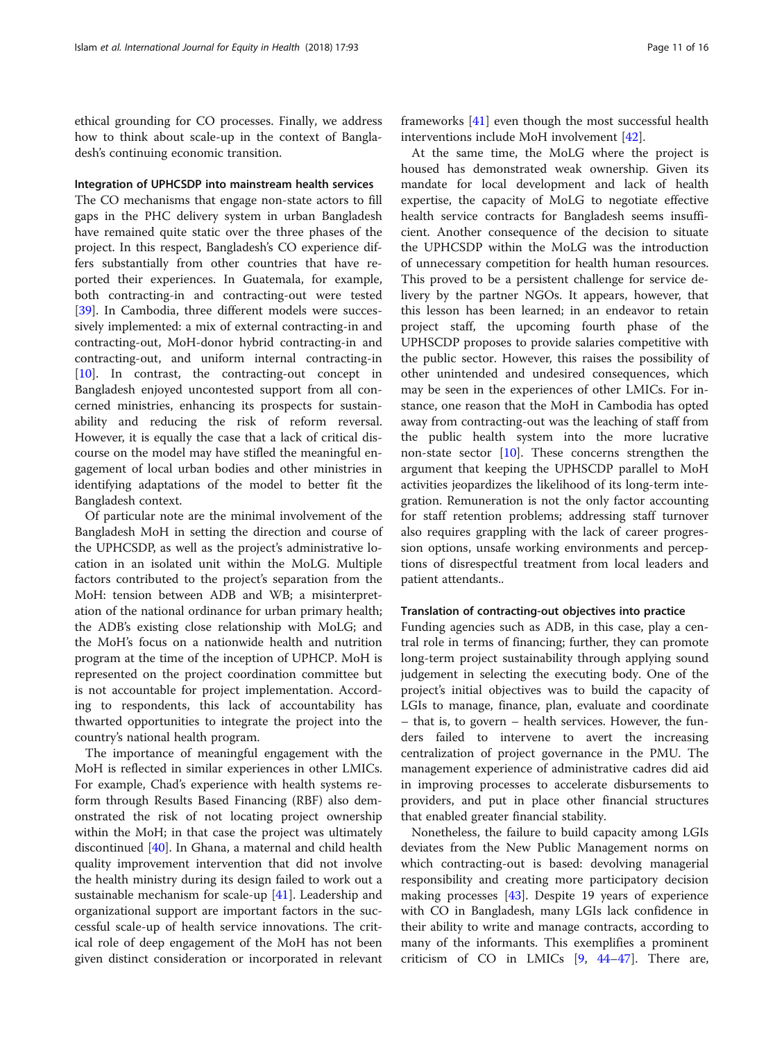ethical grounding for CO processes. Finally, we address how to think about scale-up in the context of Bangladesh's continuing economic transition.

### Integration of UPHCSDP into mainstream health services

The CO mechanisms that engage non-state actors to fill gaps in the PHC delivery system in urban Bangladesh have remained quite static over the three phases of the project. In this respect, Bangladesh's CO experience differs substantially from other countries that have reported their experiences. In Guatemala, for example, both contracting-in and contracting-out were tested [39]. In Cambodia, three different models were successively implemented: a mix of external contracting-in and contracting-out, MoH-donor hybrid contracting-in and contracting-out, and uniform internal contracting-in [10]. In contrast, the contracting-out concept in Bangladesh enjoyed uncontested support from all concerned ministries, enhancing its prospects for sustainability and reducing the risk of reform reversal. However, it is equally the case that a lack of critical discourse on the model may have stifled the meaningful engagement of local urban bodies and other ministries in identifying adaptations of the model to better fit the Bangladesh context.

Of particular note are the minimal involvement of the Bangladesh MoH in setting the direction and course of the UPHCSDP, as well as the project's administrative location in an isolated unit within the MoLG. Multiple factors contributed to the project's separation from the MoH: tension between ADB and WB; a misinterpretation of the national ordinance for urban primary health; the ADB's existing close relationship with MoLG; and the MoH's focus on a nationwide health and nutrition program at the time of the inception of UPHCP. MoH is represented on the project coordination committee but is not accountable for project implementation. According to respondents, this lack of accountability has thwarted opportunities to integrate the project into the country's national health program.

The importance of meaningful engagement with the MoH is reflected in similar experiences in other LMICs. For example, Chad's experience with health systems reform through Results Based Financing (RBF) also demonstrated the risk of not locating project ownership within the MoH; in that case the project was ultimately discontinued [40]. In Ghana, a maternal and child health quality improvement intervention that did not involve the health ministry during its design failed to work out a sustainable mechanism for scale-up [41]. Leadership and organizational support are important factors in the successful scale-up of health service innovations. The critical role of deep engagement of the MoH has not been given distinct consideration or incorporated in relevant frameworks [41] even though the most successful health interventions include MoH involvement [42].

At the same time, the MoLG where the project is housed has demonstrated weak ownership. Given its mandate for local development and lack of health expertise, the capacity of MoLG to negotiate effective health service contracts for Bangladesh seems insufficient. Another consequence of the decision to situate the UPHCSDP within the MoLG was the introduction of unnecessary competition for health human resources. This proved to be a persistent challenge for service delivery by the partner NGOs. It appears, however, that this lesson has been learned; in an endeavor to retain project staff, the upcoming fourth phase of the UPHSCDP proposes to provide salaries competitive with the public sector. However, this raises the possibility of other unintended and undesired consequences, which may be seen in the experiences of other LMICs. For instance, one reason that the MoH in Cambodia has opted away from contracting-out was the leaching of staff from the public health system into the more lucrative non-state sector [10]. These concerns strengthen the argument that keeping the UPHSCDP parallel to MoH activities jeopardizes the likelihood of its long-term integration. Remuneration is not the only factor accounting for staff retention problems; addressing staff turnover also requires grappling with the lack of career progression options, unsafe working environments and perceptions of disrespectful treatment from local leaders and patient attendants..

### Translation of contracting-out objectives into practice

Funding agencies such as ADB, in this case, play a central role in terms of financing; further, they can promote long-term project sustainability through applying sound judgement in selecting the executing body. One of the project's initial objectives was to build the capacity of LGIs to manage, finance, plan, evaluate and coordinate – that is, to govern – health services. However, the funders failed to intervene to avert the increasing centralization of project governance in the PMU. The management experience of administrative cadres did aid in improving processes to accelerate disbursements to providers, and put in place other financial structures that enabled greater financial stability.

Nonetheless, the failure to build capacity among LGIs deviates from the New Public Management norms on which contracting-out is based: devolving managerial responsibility and creating more participatory decision making processes [43]. Despite 19 years of experience with CO in Bangladesh, many LGIs lack confidence in their ability to write and manage contracts, according to many of the informants. This exemplifies a prominent criticism of CO in LMICs [9, 44–47]. There are,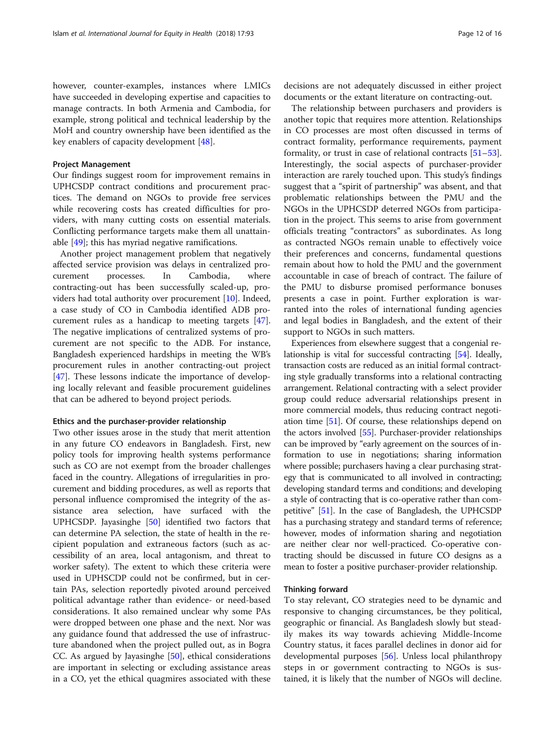however, counter-examples, instances where LMICs have succeeded in developing expertise and capacities to manage contracts. In both Armenia and Cambodia, for example, strong political and technical leadership by the MoH and country ownership have been identified as the key enablers of capacity development [48].

#### Project Management

Our findings suggest room for improvement remains in UPHCSDP contract conditions and procurement practices. The demand on NGOs to provide free services while recovering costs has created difficulties for providers, with many cutting costs on essential materials. Conflicting performance targets make them all unattainable [49]; this has myriad negative ramifications.

Another project management problem that negatively affected service provision was delays in centralized procurement processes. In Cambodia, where contracting-out has been successfully scaled-up, providers had total authority over procurement [10]. Indeed, a case study of CO in Cambodia identified ADB procurement rules as a handicap to meeting targets [47]. The negative implications of centralized systems of procurement are not specific to the ADB. For instance, Bangladesh experienced hardships in meeting the WB's procurement rules in another contracting-out project [47]. These lessons indicate the importance of developing locally relevant and feasible procurement guidelines that can be adhered to beyond project periods.

#### Ethics and the purchaser-provider relationship

Two other issues arose in the study that merit attention in any future CO endeavors in Bangladesh. First, new policy tools for improving health systems performance such as CO are not exempt from the broader challenges faced in the country. Allegations of irregularities in procurement and bidding procedures, as well as reports that personal influence compromised the integrity of the assistance area selection, have surfaced with the UPHCSDP. Jayasinghe [50] identified two factors that can determine PA selection, the state of health in the recipient population and extraneous factors (such as accessibility of an area, local antagonism, and threat to worker safety). The extent to which these criteria were used in UPHSCDP could not be confirmed, but in certain PAs, selection reportedly pivoted around perceived political advantage rather than evidence- or need-based considerations. It also remained unclear why some PAs were dropped between one phase and the next. Nor was any guidance found that addressed the use of infrastructure abandoned when the project pulled out, as in Bogra CC. As argued by Jayasinghe [50], ethical considerations are important in selecting or excluding assistance areas in a CO, yet the ethical quagmires associated with these decisions are not adequately discussed in either project documents or the extant literature on contracting-out.

The relationship between purchasers and providers is another topic that requires more attention. Relationships in CO processes are most often discussed in terms of contract formality, performance requirements, payment formality, or trust in case of relational contracts [51–53]. Interestingly, the social aspects of purchaser-provider interaction are rarely touched upon. This study's findings suggest that a "spirit of partnership" was absent, and that problematic relationships between the PMU and the NGOs in the UPHCSDP deterred NGOs from participation in the project. This seems to arise from government officials treating "contractors" as subordinates. As long as contracted NGOs remain unable to effectively voice their preferences and concerns, fundamental questions remain about how to hold the PMU and the government accountable in case of breach of contract. The failure of the PMU to disburse promised performance bonuses presents a case in point. Further exploration is warranted into the roles of international funding agencies and legal bodies in Bangladesh, and the extent of their support to NGOs in such matters.

Experiences from elsewhere suggest that a congenial relationship is vital for successful contracting [54]. Ideally, transaction costs are reduced as an initial formal contracting style gradually transforms into a relational contracting arrangement. Relational contracting with a select provider group could reduce adversarial relationships present in more commercial models, thus reducing contract negotiation time [51]. Of course, these relationships depend on the actors involved [55]. Purchaser-provider relationships can be improved by "early agreement on the sources of information to use in negotiations; sharing information where possible; purchasers having a clear purchasing strategy that is communicated to all involved in contracting; developing standard terms and conditions; and developing a style of contracting that is co-operative rather than competitive" [51]. In the case of Bangladesh, the UPHCSDP has a purchasing strategy and standard terms of reference; however, modes of information sharing and negotiation are neither clear nor well-practiced. Co-operative contracting should be discussed in future CO designs as a mean to foster a positive purchaser-provider relationship.

#### Thinking forward

To stay relevant, CO strategies need to be dynamic and responsive to changing circumstances, be they political, geographic or financial. As Bangladesh slowly but steadily makes its way towards achieving Middle-Income Country status, it faces parallel declines in donor aid for developmental purposes [56]. Unless local philanthropy steps in or government contracting to NGOs is sustained, it is likely that the number of NGOs will decline.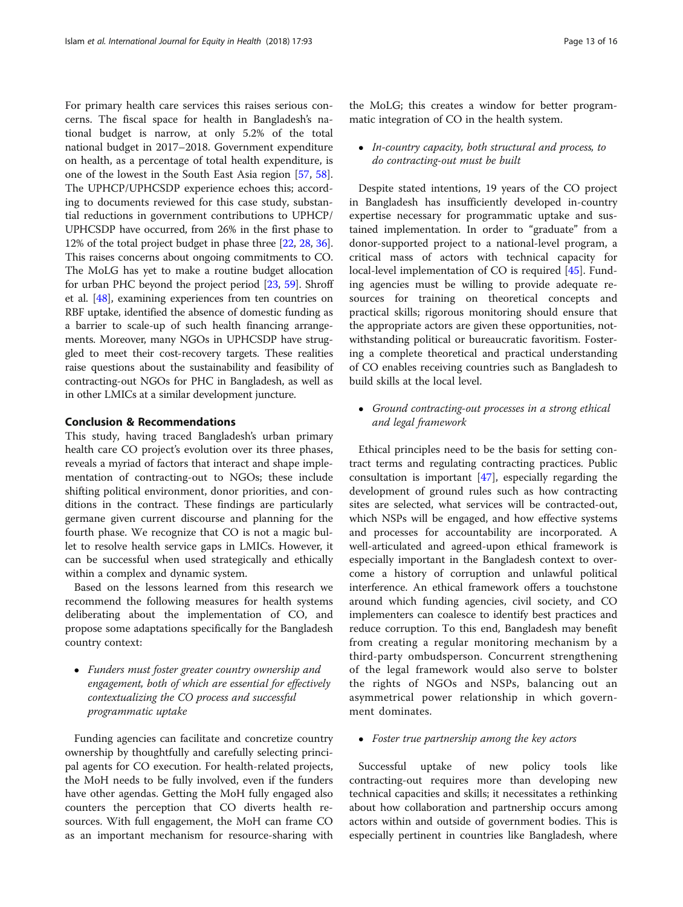For primary health care services this raises serious concerns. The fiscal space for health in Bangladesh's national budget is narrow, at only 5.2% of the total national budget in 2017–2018. Government expenditure on health, as a percentage of total health expenditure, is one of the lowest in the South East Asia region [57, 58]. The UPHCP/UPHCSDP experience echoes this; according to documents reviewed for this case study, substantial reductions in government contributions to UPHCP/UPHCSDP have occurred, from 26% in the first phase to 12% of the total project budget in phase three [22, 28, 36]. This raises concerns about ongoing commitments to CO. The MoLG has yet to make a routine budget allocation for urban PHC beyond the project period [23, 59]. Shroff et al. [48], examining experiences from ten countries on RBF uptake, identified the absence of domestic funding as a barrier to scale-up of such health financing arrangements. Moreover, many NGOs in UPHCSDP have struggled to meet their cost-recovery targets. These realities raise questions about the sustainability and feasibility of contracting-out NGOs for PHC in Bangladesh, as well as in other LMICs at a similar development juncture.

## Conclusion & Recommendations

This study, having traced Bangladesh's urban primary health care CO project's evolution over its three phases, reveals a myriad of factors that interact and shape implementation of contracting-out to NGOs; these include shifting political environment, donor priorities, and conditions in the contract. These findings are particularly germane given current discourse and planning for the fourth phase. We recognize that CO is not a magic bullet to resolve health service gaps in LMICs. However, it can be successful when used strategically and ethically within a complex and dynamic system.

Based on the lessons learned from this research we recommend the following measures for health systems deliberating about the implementation of CO, and propose some adaptations specifically for the Bangladesh country context:

- *Funders must foster greater country ownership and engagement, both of which are essential for effectively contextualizing the CO process and successful programmatic uptake*

Funding agencies can facilitate and concretize country ownership by thoughtfully and carefully selecting principal agents for CO execution. For health-related projects, the MoH needs to be fully involved, even if the funders have other agendas. Getting the MoH fully engaged also counters the perception that CO diverts health resources. With full engagement, the MoH can frame CO as an important mechanism for resource-sharing with the MoLG; this creates a window for better programmatic integration of CO in the health system.

- *In-country capacity, both structural and process, to do contracting-out must be built*

Despite stated intentions, 19 years of the CO project in Bangladesh has insufficiently developed in-country expertise necessary for programmatic uptake and sustained implementation. In order to "graduate" from a donor-supported project to a national-level program, a critical mass of actors with technical capacity for local-level implementation of CO is required [45]. Funding agencies must be willing to provide adequate resources for training on theoretical concepts and practical skills; rigorous monitoring should ensure that the appropriate actors are given these opportunities, notwithstanding political or bureaucratic favoritism. Fostering a complete theoretical and practical understanding of CO enables receiving countries such as Bangladesh to build skills at the local level.

- *Ground contracting-out processes in a strong ethical and legal framework*

Ethical principles need to be the basis for setting contract terms and regulating contracting practices. Public consultation is important [47], especially regarding the development of ground rules such as how contracting sites are selected, what services will be contracted-out, which NSPs will be engaged, and how effective systems and processes for accountability are incorporated. A well-articulated and agreed-upon ethical framework is especially important in the Bangladesh context to overcome a history of corruption and unlawful political interference. An ethical framework offers a touchstone around which funding agencies, civil society, and CO implementers can coalesce to identify best practices and reduce corruption. To this end, Bangladesh may benefit from creating a regular monitoring mechanism by a third-party ombudsperson. Concurrent strengthening of the legal framework would also serve to bolster the rights of NGOs and NSPs, balancing out an asymmetrical power relationship in which government dominates.

- *Foster true partnership among the key actors*

Successful uptake of new policy tools like contracting-out requires more than developing new technical capacities and skills; it necessitates a rethinking about how collaboration and partnership occurs among actors within and outside of government bodies. This is especially pertinent in countries like Bangladesh, where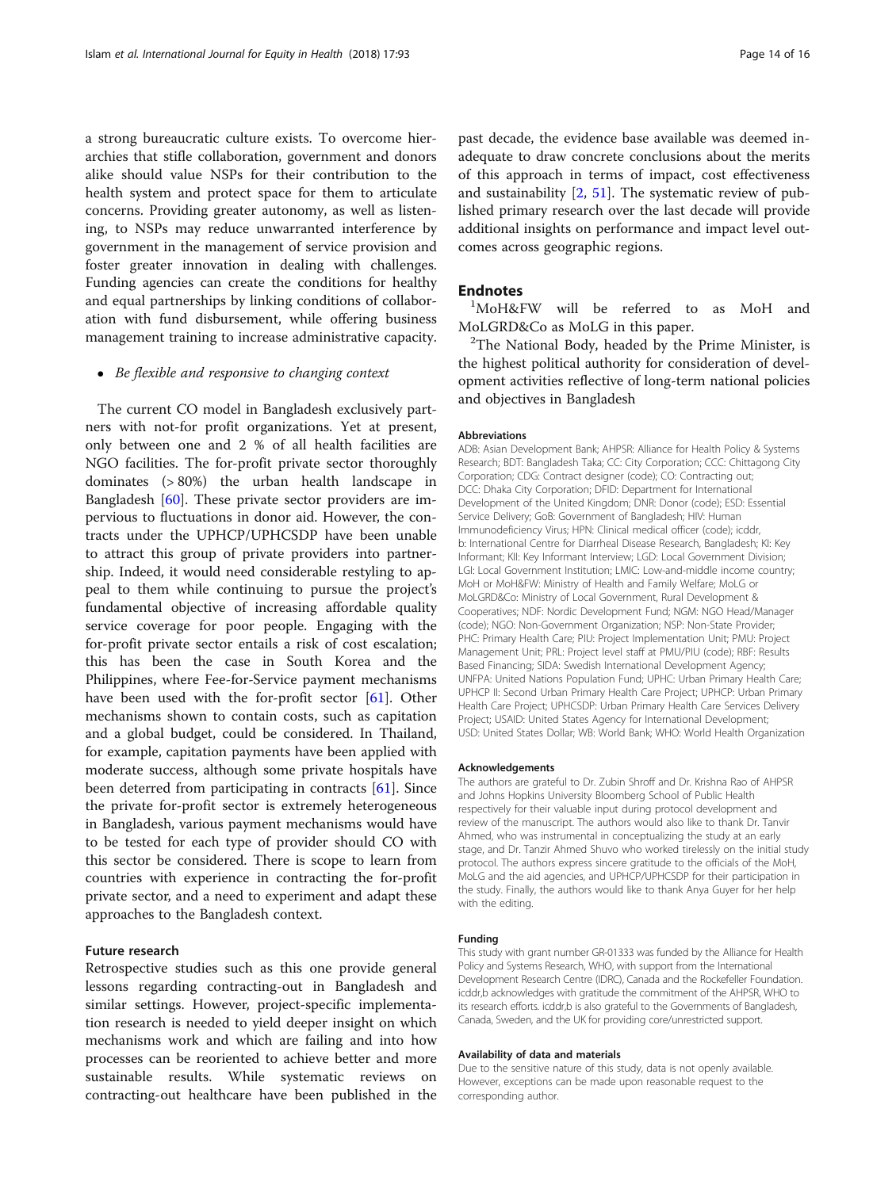a strong bureaucratic culture exists. To overcome hierarchies that stifle collaboration, government and donors alike should value NSPs for their contribution to the health system and protect space for them to articulate concerns. Providing greater autonomy, as well as listening, to NSPs may reduce unwarranted interference by government in the management of service provision and foster greater innovation in dealing with challenges. Funding agencies can create the conditions for healthy and equal partnerships by linking conditions of collaboration with fund disbursement, while offering business management training to increase administrative capacity.

- *Be flexible and responsive to changing context*

The current CO model in Bangladesh exclusively partners with not-for profit organizations. Yet at present, only between one and 2 % of all health facilities are NGO facilities. The for-profit private sector thoroughly dominates (> 80%) the urban health landscape in Bangladesh [60]. These private sector providers are impervious to fluctuations in donor aid. However, the contracts under the UPHCP/UPHCSDP have been unable to attract this group of private providers into partnership. Indeed, it would need considerable restyling to appeal to them while continuing to pursue the project's fundamental objective of increasing affordable quality service coverage for poor people. Engaging with the for-profit private sector entails a risk of cost escalation; this has been the case in South Korea and the Philippines, where Fee-for-Service payment mechanisms have been used with the for-profit sector [61]. Other mechanisms shown to contain costs, such as capitation and a global budget, could be considered. In Thailand, for example, capitation payments have been applied with moderate success, although some private hospitals have been deterred from participating in contracts [61]. Since the private for-profit sector is extremely heterogeneous in Bangladesh, various payment mechanisms would have to be tested for each type of provider should CO with this sector be considered. There is scope to learn from countries with experience in contracting the for-profit private sector, and a need to experiment and adapt these approaches to the Bangladesh context.

### Future research

Retrospective studies such as this one provide general lessons regarding contracting-out in Bangladesh and similar settings. However, project-specific implementation research is needed to yield deeper insight on which mechanisms work and which are failing and into how processes can be reoriented to achieve better and more sustainable results. While systematic reviews on contracting-out healthcare have been published in the past decade, the evidence base available was deemed inadequate to draw concrete conclusions about the merits of this approach in terms of impact, cost effectiveness and sustainability [2, 51]. The systematic review of published primary research over the last decade will provide additional insights on performance and impact level outcomes across geographic regions.

## Endnotes

[1]MoH&FW will be referred to as MoH and MoLGRD&Co as MoLG in this paper.

[2]The National Body, headed by the Prime Minister, is the highest political authority for consideration of development activities reflective of long-term national policies and objectives in Bangladesh

#### Abbreviations

ADB: Asian Development Bank; AHPSR: Alliance for Health Policy & Systems Research; BDT: Bangladesh Taka; CC: City Corporation; CCC: Chittagong City Corporation; CDG: Contract designer (code); CO: Contracting out; DCC: Dhaka City Corporation; DFID: Department for International Development of the United Kingdom; DNR: Donor (code); ESD: Essential Service Delivery; GoB: Government of Bangladesh; HIV: Human Immunodeficiency Virus; HPN: Clinical medical officer (code); icddr, b: International Centre for Diarrheal Disease Research, Bangladesh; KI: Key Informant; KII: Key Informant Interview; LGD: Local Government Division; LGI: Local Government Institution; LMIC: Low-and-middle income country; MoH or MoH&FW: Ministry of Health and Family Welfare; MoLG or MoLGRD&Co: Ministry of Local Government, Rural Development & Cooperatives; NDF: Nordic Development Fund; NGM: NGO Head/Manager (code); NGO: Non-Government Organization; NSP: Non-State Provider; PHC: Primary Health Care; PIU: Project Implementation Unit; PMU: Project Management Unit; PRL: Project level staff at PMU/PIU (code); RBF: Results Based Financing; SIDA: Swedish International Development Agency; UNFPA: United Nations Population Fund; UPHC: Urban Primary Health Care; UPHCP II: Second Urban Primary Health Care Project; UPHCP: Urban Primary Health Care Project; UPHCSDP: Urban Primary Health Care Services Delivery Project; USAID: United States Agency for International Development; USD: United States Dollar; WB: World Bank; WHO: World Health Organization

#### Acknowledgements

The authors are grateful to Dr. Zubin Shroff and Dr. Krishna Rao of AHPSR and Johns Hopkins University Bloomberg School of Public Health respectively for their valuable input during protocol development and review of the manuscript. The authors would also like to thank Dr. Tanvir Ahmed, who was instrumental in conceptualizing the study at an early stage, and Dr. Tanzir Ahmed Shuvo who worked tirelessly on the initial study protocol. The authors express sincere gratitude to the officials of the MoH, MoLG and the aid agencies, and UPHCP/UPHCSDP for their participation in the study. Finally, the authors would like to thank Anya Guyer for her help with the editing.

#### Funding

This study with grant number GR-01333 was funded by the Alliance for Health Policy and Systems Research, WHO, with support from the International Development Research Centre (IDRC), Canada and the Rockefeller Foundation. icddr,b acknowledges with gratitude the commitment of the AHPSR, WHO to its research efforts. icddr,b is also grateful to the Governments of Bangladesh, Canada, Sweden, and the UK for providing core/unrestricted support.

#### Availability of data and materials

Due to the sensitive nature of this study, data is not openly available. However, exceptions can be made upon reasonable request to the corresponding author.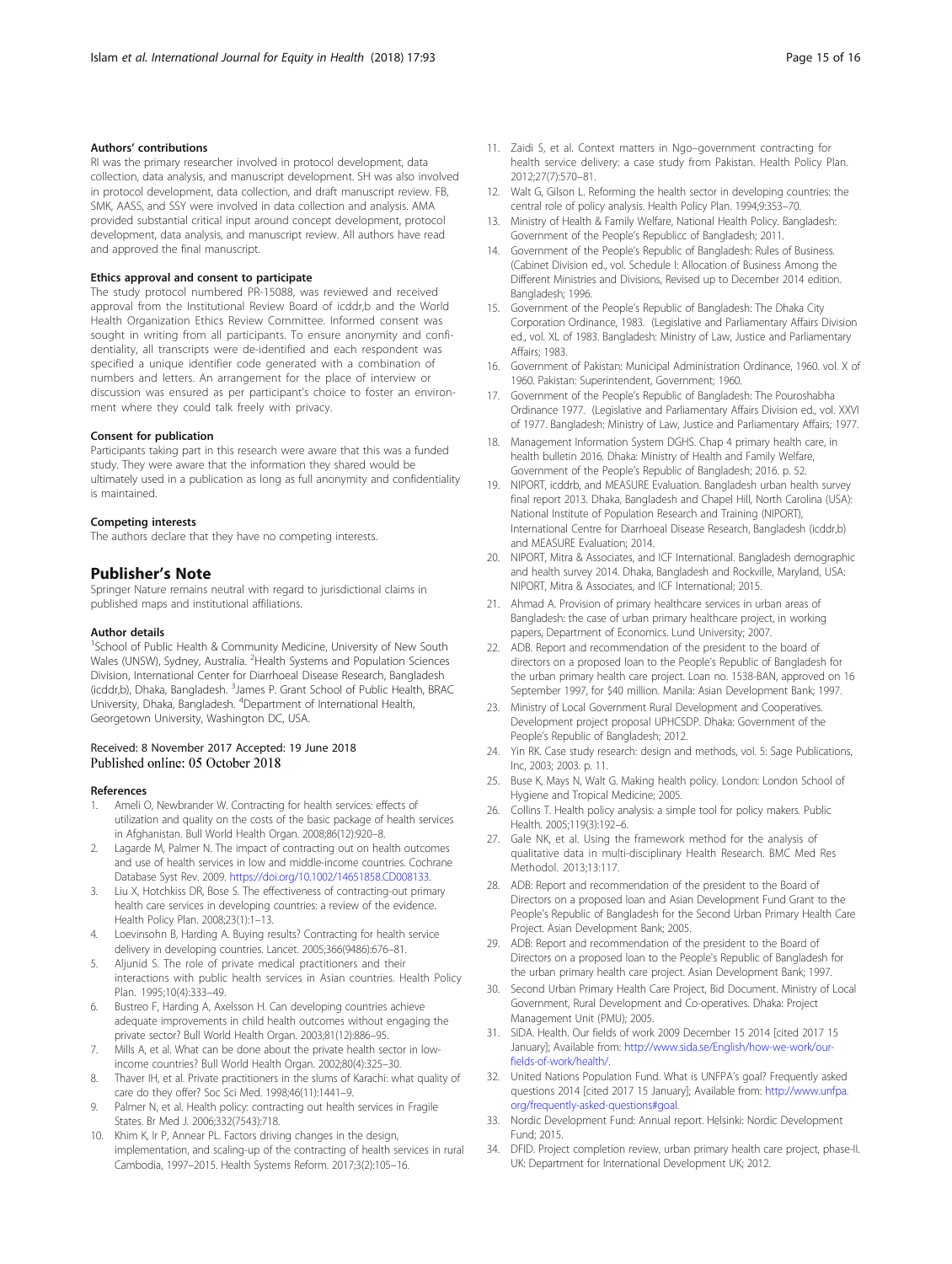#### Authors' contributions

RI was the primary researcher involved in protocol development, data collection, data analysis, and manuscript development. SH was also involved in protocol development, data collection, and draft manuscript review. FB, SMK, AASS, and SSY were involved in data collection and analysis. AMA provided substantial critical input around concept development, protocol development, data analysis, and manuscript review. All authors have read and approved the final manuscript.

#### Ethics approval and consent to participate

The study protocol numbered PR-15088, was reviewed and received approval from the Institutional Review Board of icddr,b and the World Health Organization Ethics Review Committee. Informed consent was sought in writing from all participants. To ensure anonymity and confidentiality, all transcripts were de-identified and each respondent was specified a unique identifier code generated with a combination of numbers and letters. An arrangement for the place of interview or discussion was ensured as per participant's choice to foster an environment where they could talk freely with privacy.

#### Consent for publication

Participants taking part in this research were aware that this was a funded study. They were aware that the information they shared would be ultimately used in a publication as long as full anonymity and confidentiality is maintained.

#### Competing interests

The authors declare that they have no competing interests.

## Publisher's Note

Springer Nature remains neutral with regard to jurisdictional claims in published maps and institutional affiliations.

#### Author details

[1]School of Public Health & Community Medicine, University of New South Wales (UNSW), Sydney, Australia. [2]Health Systems and Population Sciences Division, International Center for Diarrhoeal Disease Research, Bangladesh (icddr,b), Dhaka, Bangladesh. [3]James P. Grant School of Public Health, BRAC University, Dhaka, Bangladesh. [4]Department of International Health, Georgetown University, Washington DC, USA.

Received: 8 November 2017 Accepted: 19 June 2018
Published online: 05 October 2018

#### References

1. Ameli O, Newbrander W. Contracting for health services: effects of utilization and quality on the costs of the basic package of health services in Afghanistan. Bull World Health Organ. 2008;86(12):920–8.
2. Lagarde M, Palmer N. The impact of contracting out on health outcomes and use of health services in low and middle-income countries. Cochrane Database Syst Rev. 2009. https://doi.org/10.1002/14651858.CD008133.
3. Liu X, Hotchkiss DR, Bose S. The effectiveness of contracting-out primary health care services in developing countries: a review of the evidence. Health Policy Plan. 2008;23(1):1–13.
4. Loevinsohn B, Harding A. Buying results? Contracting for health service delivery in developing countries. Lancet. 2005;366(9486):676–81.
5. Aljunid S. The role of private medical practitioners and their interactions with public health services in Asian countries. Health Policy Plan. 1995;10(4):333–49.
6. Bustreo F, Harding A, Axelsson H. Can developing countries achieve adequate improvements in child health outcomes without engaging the private sector? Bull World Health Organ. 2003;81(12):886–95.
7. Mills A, et al. What can be done about the private health sector in low-income countries? Bull World Health Organ. 2002;80(4):325–30.
8. Thaver IH, et al. Private practitioners in the slums of Karachi: what quality of care do they offer? Soc Sci Med. 1998;46(11):1441–9.
9. Palmer N, et al. Health policy: contracting out health services in Fragile States. Br Med J. 2006;332(7543):718.
10. Khim K, Ir P, Annear PL. Factors driving changes in the design, implementation, and scaling-up of the contracting of health services in rural Cambodia, 1997–2015. Health Systems Reform. 2017;3(2):105–16.
11. Zaidi S, et al. Context matters in Ngo–government contracting for health service delivery: a case study from Pakistan. Health Policy Plan. 2012;27(7):570–81.
12. Walt G, Gilson L. Reforming the health sector in developing countries: the central role of policy analysis. Health Policy Plan. 1994;9:353–70.
13. Ministry of Health & Family Welfare, National Health Policy. Bangladesh: Government of the People's Republicc of Bangladesh; 2011.
14. Government of the People's Republic of Bangladesh: Rules of Business. (Cabinet Division ed., vol. Schedule I: Allocation of Business Among the Different Ministries and Divisions, Revised up to December 2014 edition. Bangladesh; 1996.
15. Government of the People's Republic of Bangladesh: The Dhaka City Corporation Ordinance, 1983. (Legislative and Parliamentary Affairs Division ed., vol. XL of 1983. Bangladesh: Ministry of Law, Justice and Parliamentary Affairs; 1983.
16. Government of Pakistan: Municipal Administration Ordinance, 1960. vol. X of 1960. Pakistan: Superintendent, Government; 1960.
17. Government of the People's Republic of Bangladesh: The Pouroshabha Ordinance 1977. (Legislative and Parliamentary Affairs Division ed., vol. XXVI of 1977. Bangladesh: Ministry of Law, Justice and Parliamentary Affairs; 1977.
18. Management Information System DGHS. Chap 4 primary health care, in health bulletin 2016. Dhaka: Ministry of Health and Family Welfare, Government of the People's Republic of Bangladesh; 2016. p. 52.
19. NIPORT, icddrb, and MEASURE Evaluation. Bangladesh urban health survey final report 2013. Dhaka, Bangladesh and Chapel Hill, North Carolina (USA): National Institute of Population Research and Training (NIPORT), International Centre for Diarrhoeal Disease Research, Bangladesh (icddr,b) and MEASURE Evaluation; 2014.
20. NIPORT, Mitra & Associates, and ICF International. Bangladesh demographic and health survey 2014. Dhaka, Bangladesh and Rockville, Maryland, USA: NIPORT, Mitra & Associates, and ICF International; 2015.
21. Ahmad A. Provision of primary healthcare services in urban areas of Bangladesh: the case of urban primary healthcare project, in working papers, Department of Economics. Lund University; 2007.
22. ADB. Report and recommendation of the president to the board of directors on a proposed loan to the People's Republic of Bangladesh for the urban primary health care project. Loan no. 1538-BAN, approved on 16 September 1997, for $40 million. Manila: Asian Development Bank; 1997.
23. Ministry of Local Government Rural Development and Cooperatives. Development project proposal UPHCSDP. Dhaka: Government of the People's Republic of Bangladesh; 2012.
24. Yin RK. Case study research: design and methods, vol. 5: Sage Publications, Inc, 2003; 2003. p. 11.
25. Buse K, Mays N, Walt G. Making health policy. London: London School of Hygiene and Tropical Medicine; 2005.
26. Collins T. Health policy analysis: a simple tool for policy makers. Public Health. 2005;119(3):192–6.
27. Gale NK, et al. Using the framework method for the analysis of qualitative data in multi-disciplinary Health Research. BMC Med Res Methodol. 2013;13:117.
28. ADB: Report and recommendation of the president to the Board of Directors on a proposed loan and Asian Development Fund Grant to the People's Republic of Bangladesh for the Second Urban Primary Health Care Project. Asian Development Bank; 2005.
29. ADB: Report and recommendation of the president to the Board of Directors on a proposed loan to the People's Republic of Bangladesh for the urban primary health care project. Asian Development Bank; 1997.
30. Second Urban Primary Health Care Project, Bid Document. Ministry of Local Government, Rural Development and Co-operatives. Dhaka: Project Management Unit (PMU); 2005.
31. SIDA. Health. Our fields of work 2009 December 15 2014 [cited 2017 15 January]; Available from: http://www.sida.se/English/how-we-work/our-fields-of-work/health/.
32. United Nations Population Fund. What is UNFPA's goal? Frequently asked questions 2014 [cited 2017 15 January]; Available from: http://www.unfpa.org/frequently-asked-questions#goal.
33. Nordic Development Fund: Annual report. Helsinki: Nordic Development Fund; 2015.
34. DFID. Project completion review, urban primary health care project, phase-II. UK: Department for International Development UK; 2012.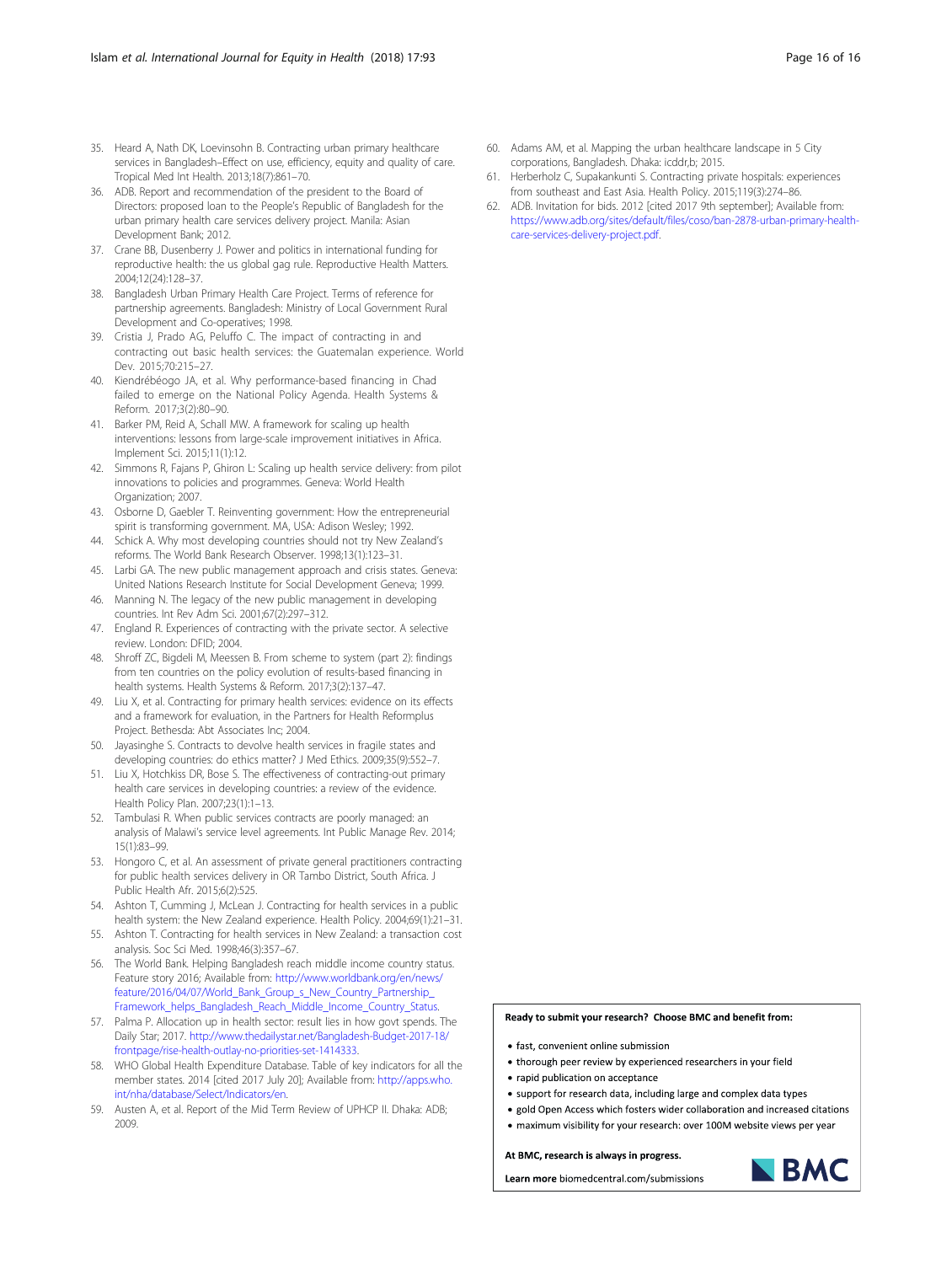35. Heard A, Nath DK, Loevinsohn B. Contracting urban primary healthcare services in Bangladesh–Effect on use, efficiency, equity and quality of care. Tropical Med Int Health. 2013;18(7):861–70.
36. ADB. Report and recommendation of the president to the Board of Directors: proposed loan to the People's Republic of Bangladesh for the urban primary health care services delivery project. Manila: Asian Development Bank; 2012.
37. Crane BB, Dusenberry J. Power and politics in international funding for reproductive health: the us global gag rule. Reproductive Health Matters. 2004;12(24):128–37.
38. Bangladesh Urban Primary Health Care Project. Terms of reference for partnership agreements. Bangladesh: Ministry of Local Government Rural Development and Co-operatives; 1998.
39. Cristia J, Prado AG, Peluffo C. The impact of contracting in and contracting out basic health services: the Guatemalan experience. World Dev. 2015;70:215–27.
40. Kiendrébéogo JA, et al. Why performance-based financing in Chad failed to emerge on the National Policy Agenda. Health Systems & Reform. 2017;3(2):80–90.
41. Barker PM, Reid A, Schall MW. A framework for scaling up health interventions: lessons from large-scale improvement initiatives in Africa. Implement Sci. 2015;11(1):12.
42. Simmons R, Fajans P, Ghiron L: Scaling up health service delivery: from pilot innovations to policies and programmes. Geneva: World Health Organization; 2007.
43. Osborne D, Gaebler T. Reinventing government: How the entrepreneurial spirit is transforming government. MA, USA: Adison Wesley; 1992.
44. Schick A. Why most developing countries should not try New Zealand's reforms. The World Bank Research Observer. 1998;13(1):123–31.
45. Larbi GA. The new public management approach and crisis states. Geneva: United Nations Research Institute for Social Development Geneva; 1999.
46. Manning N. The legacy of the new public management in developing countries. Int Rev Adm Sci. 2001;67(2):297–312.
47. England R. Experiences of contracting with the private sector. A selective review. London: DFID; 2004.
48. Shroff ZC, Bigdeli M, Meessen B. From scheme to system (part 2): findings from ten countries on the policy evolution of results-based financing in health systems. Health Systems & Reform. 2017;3(2):137–47.
49. Liu X, et al. Contracting for primary health services: evidence on its effects and a framework for evaluation, in the Partners for Health Reformplus Project. Bethesda: Abt Associates Inc; 2004.
50. Jayasinghe S. Contracts to devolve health services in fragile states and developing countries: do ethics matter? J Med Ethics. 2009;35(9):552–7.
51. Liu X, Hotchkiss DR, Bose S. The effectiveness of contracting-out primary health care services in developing countries: a review of the evidence. Health Policy Plan. 2007;23(1):1–13.
52. Tambulasi R. When public services contracts are poorly managed: an analysis of Malawi's service level agreements. Int Public Manage Rev. 2014;15(1):83–99.
53. Hongoro C, et al. An assessment of private general practitioners contracting for public health services delivery in OR Tambo District, South Africa. J Public Health Afr. 2015;6(2):525.
54. Ashton T, Cumming J, McLean J. Contracting for health services in a public health system: the New Zealand experience. Health Policy. 2004;69(1):21–31.
55. Ashton T. Contracting for health services in New Zealand: a transaction cost analysis. Soc Sci Med. 1998;46(3):357–67.
56. The World Bank. Helping Bangladesh reach middle income country status. Feature story 2016; Available from: http://www.worldbank.org/en/news/feature/2016/04/07/World_Bank_Group_s_New_Country_Partnership_Framework_helps_Bangladesh_Reach_Middle_Income_Country_Status.
57. Palma P. Allocation up in health sector: result lies in how govt spends. The Daily Star; 2017. http://www.thedailystar.net/Bangladesh-Budget-2017-18/frontpage/rise-health-outlay-no-priorities-set-1414333.
58. WHO Global Health Expenditure Database. Table of key indicators for all the member states. 2014 [cited 2017 July 20]; Available from: http://apps.who.int/nha/database/Select/Indicators/en.
59. Austen A, et al. Report of the Mid Term Review of UPHCP II. Dhaka: ADB; 2009.
60. Adams AM, et al. Mapping the urban healthcare landscape in 5 City corporations, Bangladesh. Dhaka: icddr,b; 2015.
61. Herberholz C, Supakankunti S. Contracting private hospitals: experiences from southeast and East Asia. Health Policy. 2015;119(3):274–86.
62. ADB. Invitation for bids. 2012 [cited 2017 9th september]; Available from: https://www.adb.org/sites/default/files/coso/ban-2878-urban-primary-health-care-services-delivery-project.pdf.

**Ready to submit your research? Choose BMC and benefit from:**

- fast, convenient online submission
- thorough peer review by experienced researchers in your field
- rapid publication on acceptance
- support for research data, including large and complex data types
- gold Open Access which fosters wider collaboration and increased citations
- maximum visibility for your research: over 100M website views per year

**At BMC, research is always in progress.**

**Learn more** biomedcentral.com/submissions

BMC